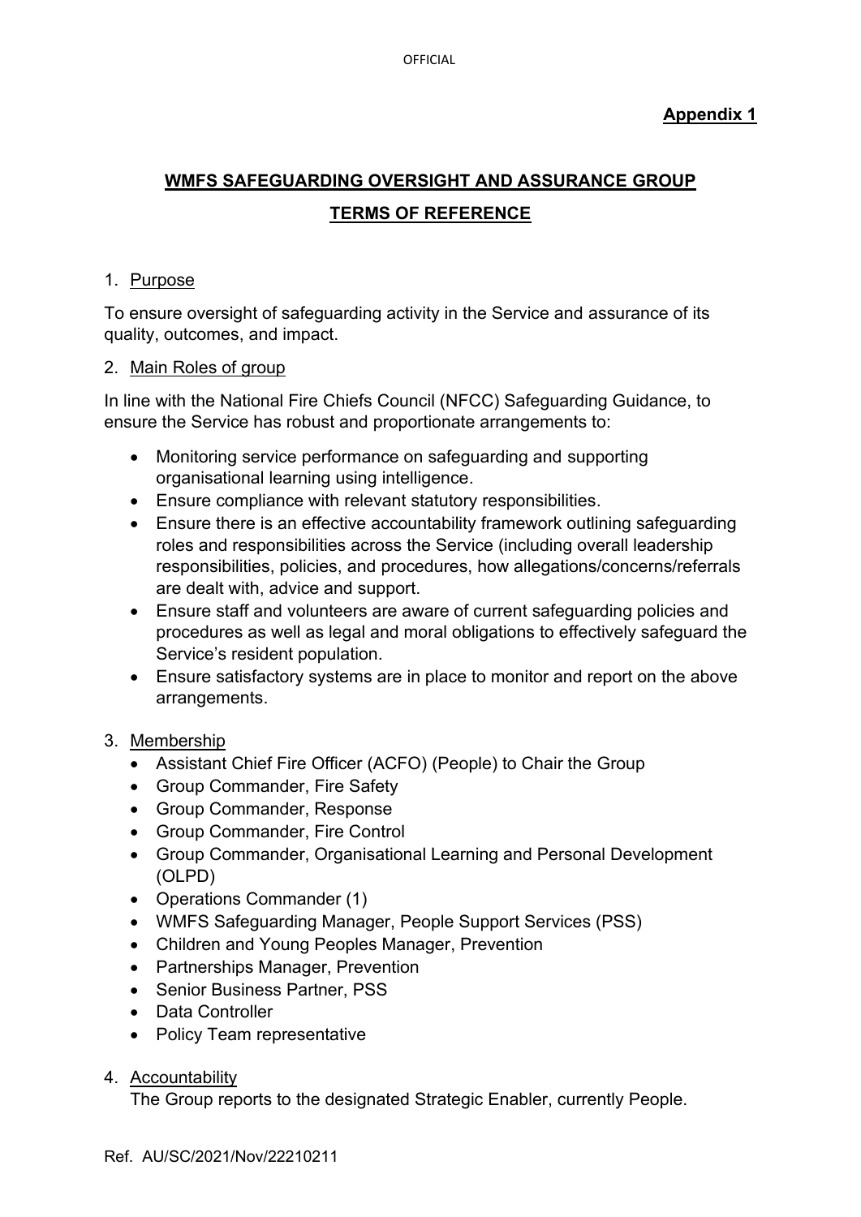**Appendix 1**

# WMFS SAFEGUARDING OVERSIGHT AND ASSURANCE GROUP

## TERMS OF REFERENCE

1. Purpose

To ensure oversight of safeguarding activity in the Service and assurance of its quality, outcomes, and impact.

2. Main Roles of group

In line with the National Fire Chiefs Council (NFCC) Safeguarding Guidance, to ensure the Service has robust and proportionate arrangements to:

- Monitoring service performance on safeguarding and supporting organisational learning using intelligence.
- Ensure compliance with relevant statutory responsibilities.
- Ensure there is an effective accountability framework outlining safeguarding roles and responsibilities across the Service (including overall leadership responsibilities, policies, and procedures, how allegations/concerns/referrals are dealt with, advice and support.
- Ensure staff and volunteers are aware of current safeguarding policies and procedures as well as legal and moral obligations to effectively safeguard the Service's resident population.
- Ensure satisfactory systems are in place to monitor and report on the above arrangements.

3. Membership
   - Assistant Chief Fire Officer (ACFO) (People) to Chair the Group
   - Group Commander, Fire Safety
   - Group Commander, Response
   - Group Commander, Fire Control
   - Group Commander, Organisational Learning and Personal Development (OLPD)
   - Operations Commander (1)
   - WMFS Safeguarding Manager, People Support Services (PSS)
   - Children and Young Peoples Manager, Prevention
   - Partnerships Manager, Prevention
   - Senior Business Partner, PSS
   - Data Controller
   - Policy Team representative

4. Accountability

   The Group reports to the designated Strategic Enabler, currently People.

Ref. AU/SC/2021/Nov/22210211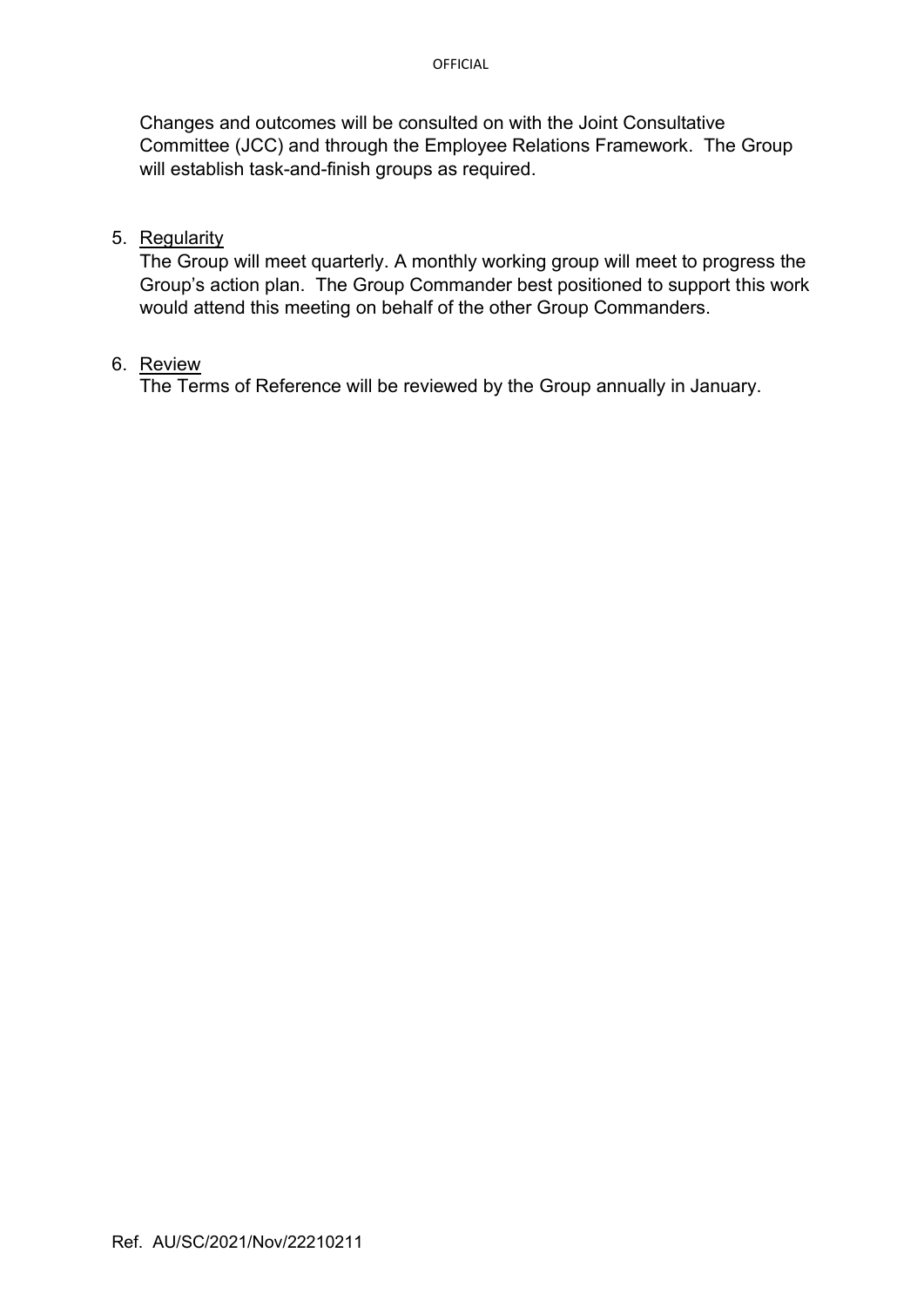Changes and outcomes will be consulted on with the Joint Consultative Committee (JCC) and through the Employee Relations Framework. The Group will establish task-and-finish groups as required.

5. <u>Regularity</u>
   The Group will meet quarterly. A monthly working group will meet to progress the Group's action plan. The Group Commander best positioned to support this work would attend this meeting on behalf of the other Group Commanders.

6. <u>Review</u>
   The Terms of Reference will be reviewed by the Group annually in January.

Ref. AU/SC/2021/Nov/22210211